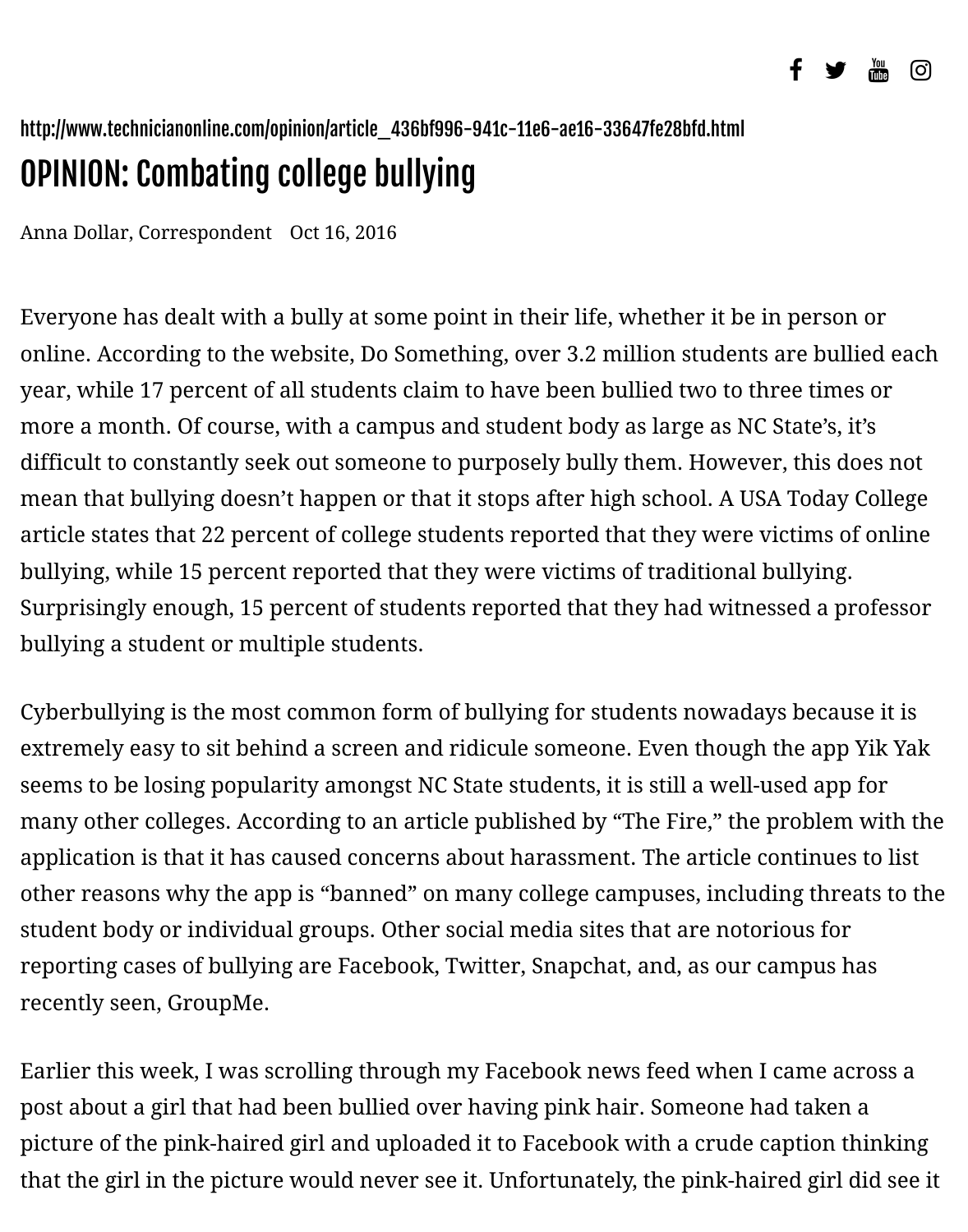http://www.technicianonline.com/opinion/article_436bf996-941c-11e6-ae16-33647fe28bfd.html

# OPINION: Combating college bullying

Anna Dollar, Correspondent Oct 16, 2016

Everyone has dealt with a bully at some point in their life, whether it be in person or online. According to the website, Do Something, over 3.2 million students are bullied each year, while 17 percent of all students claim to have been bullied two to three times or more a month. Of course, with a campus and student body as large as NC State's, it's difficult to constantly seek out someone to purposely bully them. However, this does not mean that bullying doesn't happen or that it stops after high school. A USA Today College article states that 22 percent of college students reported that they were victims of online bullying, while 15 percent reported that they were victims of traditional bullying. Surprisingly enough, 15 percent of students reported that they had witnessed a professor bullying a student or multiple students.

Cyberbullying is the most common form of bullying for students nowadays because it is extremely easy to sit behind a screen and ridicule someone. Even though the app Yik Yak seems to be losing popularity amongst NC State students, it is still a well-used app for many other colleges. According to an article published by "The Fire," the problem with the application is that it has caused concerns about harassment. The article continues to list other reasons why the app is "banned" on many college campuses, including threats to the student body or individual groups. Other social media sites that are notorious for reporting cases of bullying are Facebook, Twitter, Snapchat, and, as our campus has recently seen, GroupMe.

Earlier this week, I was scrolling through my Facebook news feed when I came across a post about a girl that had been bullied over having pink hair. Someone had taken a picture of the pink-haired girl and uploaded it to Facebook with a crude caption thinking that the girl in the picture would never see it. Unfortunately, the pink-haired girl did see it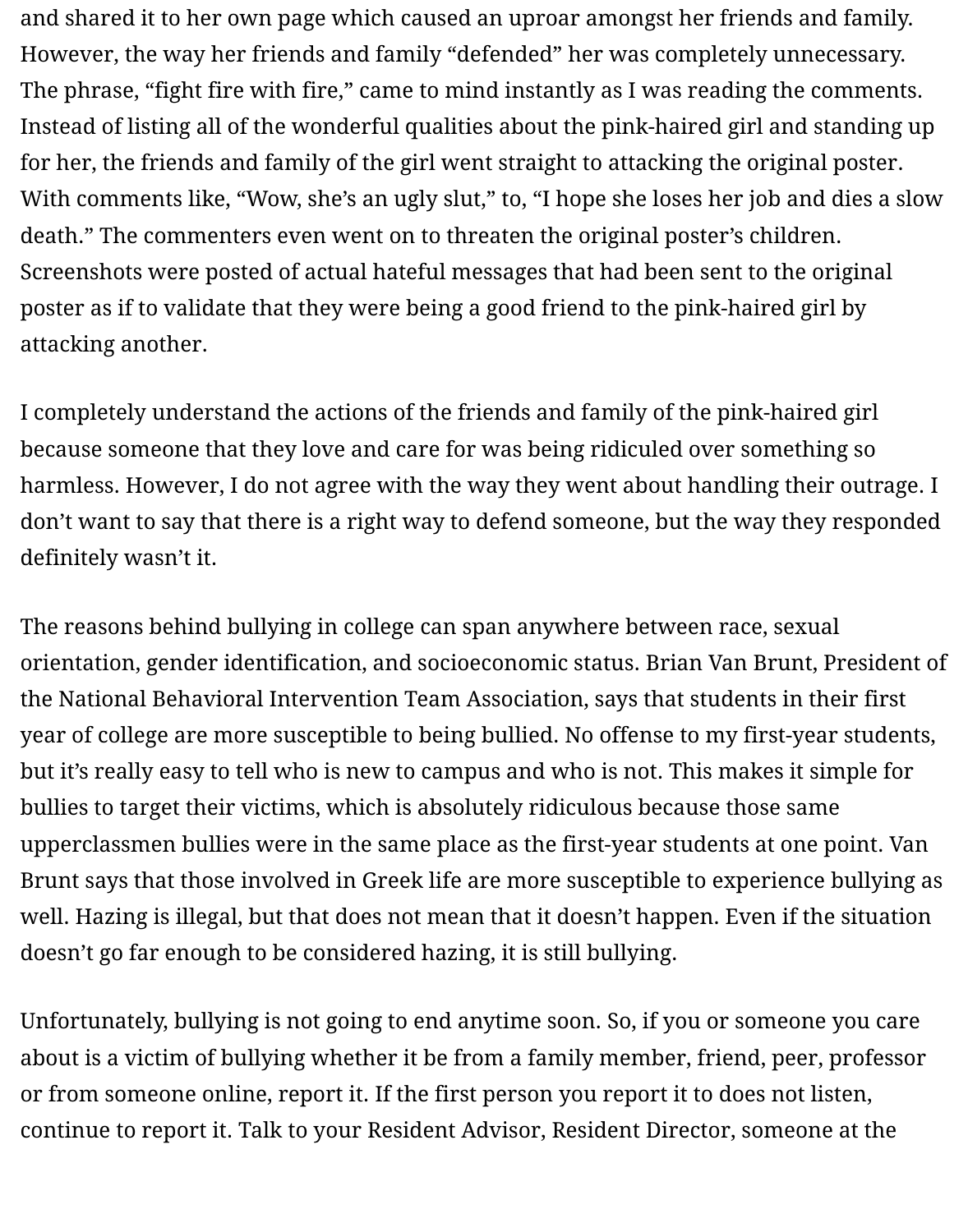and shared it to her own page which caused an uproar amongst her friends and family. However, the way her friends and family "defended" her was completely unnecessary. The phrase, "fight fire with fire," came to mind instantly as I was reading the comments. Instead of listing all of the wonderful qualities about the pink-haired girl and standing up for her, the friends and family of the girl went straight to attacking the original poster. With comments like, "Wow, she's an ugly slut," to, "I hope she loses her job and dies a slow death." The commenters even went on to threaten the original poster's children. Screenshots were posted of actual hateful messages that had been sent to the original poster as if to validate that they were being a good friend to the pink-haired girl by attacking another.

I completely understand the actions of the friends and family of the pink-haired girl because someone that they love and care for was being ridiculed over something so harmless. However, I do not agree with the way they went about handling their outrage. I don't want to say that there is a right way to defend someone, but the way they responded definitely wasn't it.

The reasons behind bullying in college can span anywhere between race, sexual orientation, gender identification, and socioeconomic status. Brian Van Brunt, President of the National Behavioral Intervention Team Association, says that students in their first year of college are more susceptible to being bullied. No offense to my first-year students, but it's really easy to tell who is new to campus and who is not. This makes it simple for bullies to target their victims, which is absolutely ridiculous because those same upperclassmen bullies were in the same place as the first-year students at one point. Van Brunt says that those involved in Greek life are more susceptible to experience bullying as well. Hazing is illegal, but that does not mean that it doesn't happen. Even if the situation doesn't go far enough to be considered hazing, it is still bullying.

Unfortunately, bullying is not going to end anytime soon. So, if you or someone you care about is a victim of bullying whether it be from a family member, friend, peer, professor or from someone online, report it. If the first person you report it to does not listen, continue to report it. Talk to your Resident Advisor, Resident Director, someone at the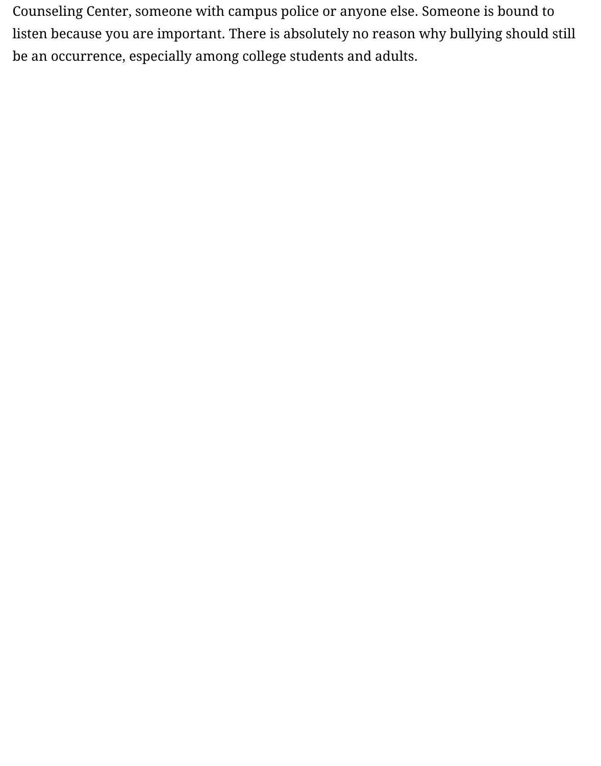Counseling Center, someone with campus police or anyone else. Someone is bound to listen because you are important. There is absolutely no reason why bullying should still be an occurrence, especially among college students and adults.